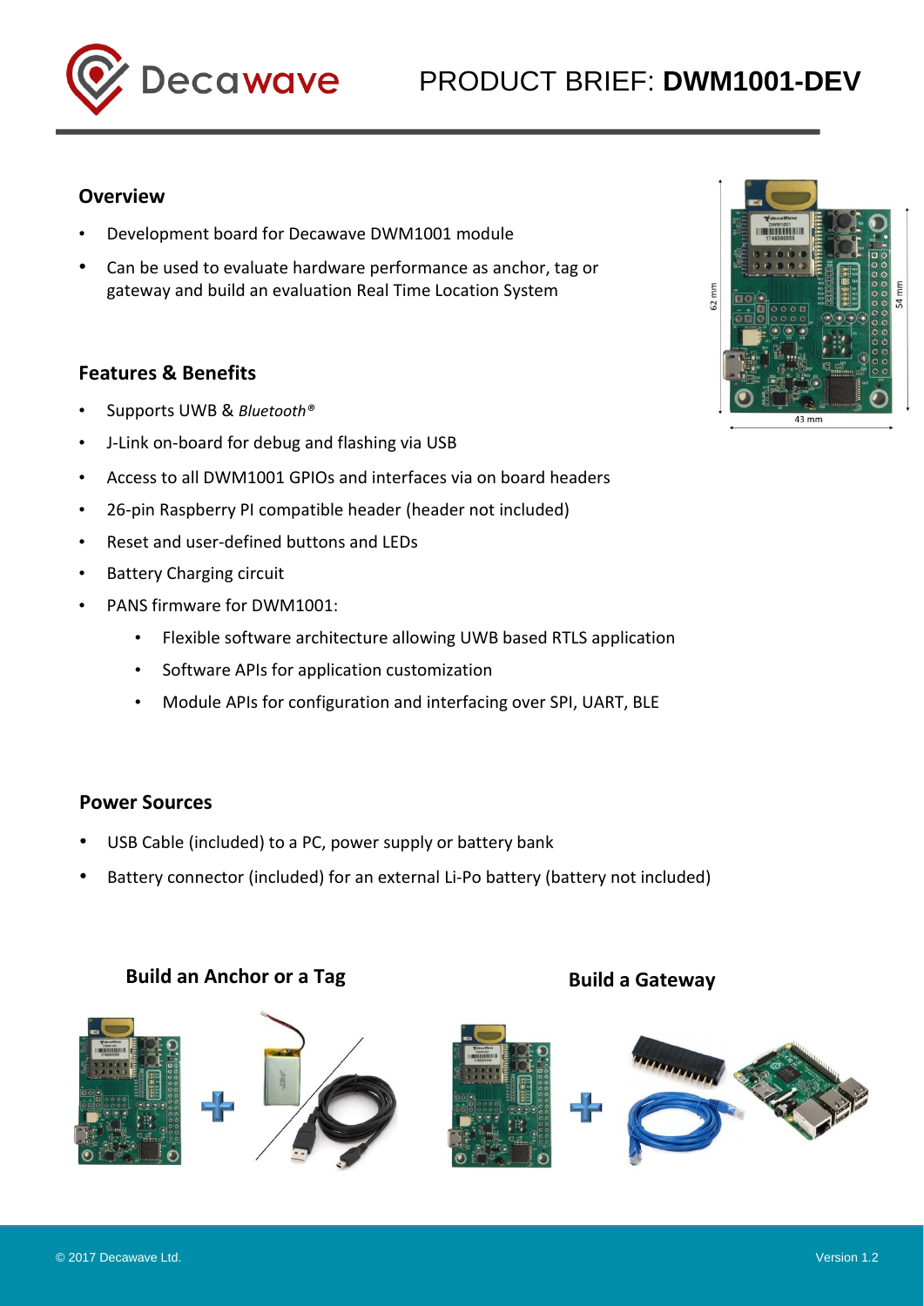# PRODUCT BRIEF: **DWM1001-DEV**

## Overview

- Development board for Decawave DWM1001 module
- Can be used to evaluate hardware performance as anchor, tag or gateway and build an evaluation Real Time Location System

## Features & Benefits

- Supports UWB & *Bluetooth®*
- J-Link on-board for debug and flashing via USB
- Access to all DWM1001 GPIOs and interfaces via on board headers
- 26-pin Raspberry PI compatible header (header not included)
- Reset and user-defined buttons and LEDs
- Battery Charging circuit
- PANS firmware for DWM1001:
  - Flexible software architecture allowing UWB based RTLS application
  - Software APIs for application customization
  - Module APIs for configuration and interfacing over SPI, UART, BLE

## Power Sources

- USB Cable (included) to a PC, power supply or battery bank
- Battery connector (included) for an external Li-Po battery (battery not included)

### Build an Anchor or a Tag

### Build a Gateway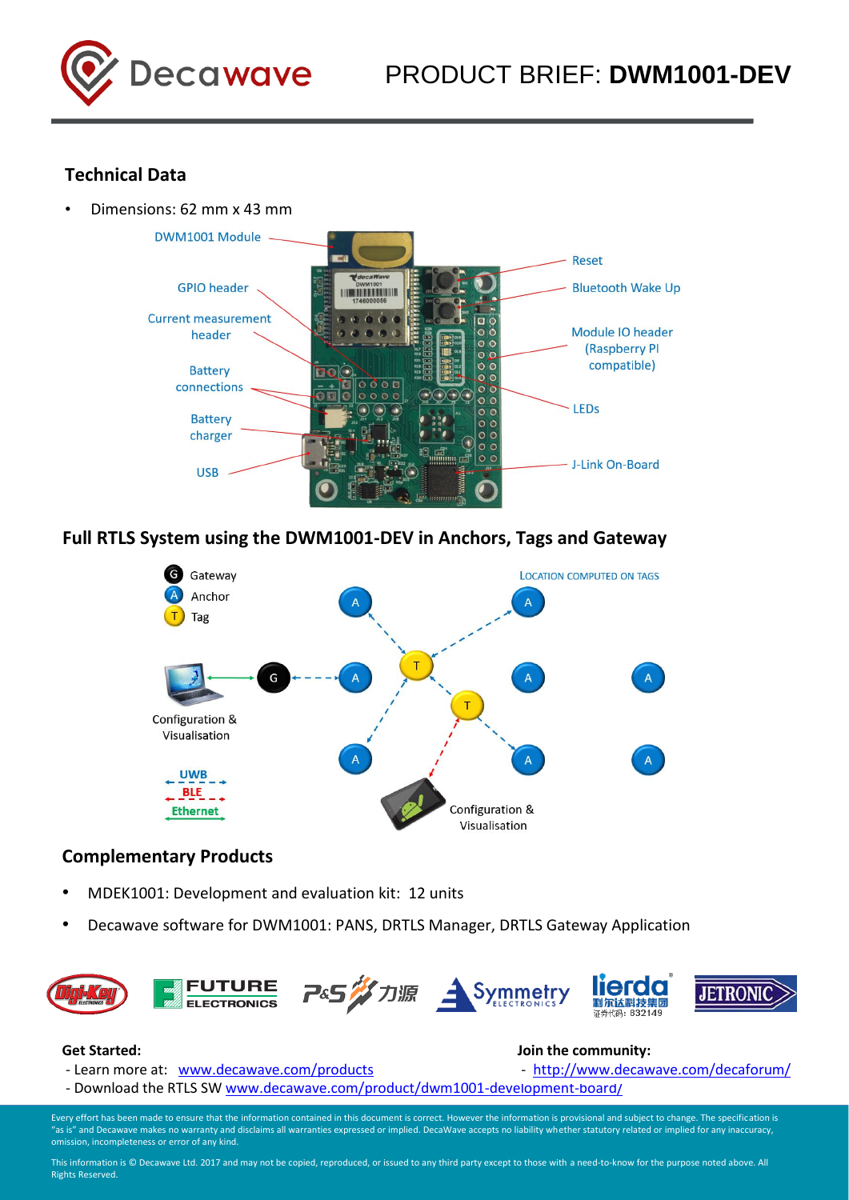## Technical Data

- Dimensions: 62 mm x 43 mm

DWM1001 Module
GPIO header
Current measurement header
Battery connections
Battery charger
USB
Reset
Bluetooth Wake Up
Module IO header (Raspberry PI compatible)
LEDs
J-Link On-Board

## Full RTLS System using the DWM1001-DEV in Anchors, Tags and Gateway

G Gateway
A Anchor
T Tag

LOCATION COMPUTED ON TAGS

Configuration & Visualisation

UWB
BLE
Ethernet

Configuration & Visualisation

## Complementary Products

- MDEK1001: Development and evaluation kit: 12 units
- Decawave software for DWM1001: PANS, DRTLS Manager, DRTLS Gateway Application

**Get Started:**

- Learn more at: www.decawave.com/products
- Download the RTLS SW www.decawave.com/product/dwm1001-development-board/

**Join the community:**

- http://www.decawave.com/decaforum/

Every effort has been made to ensure that the information contained in this document is correct. However the information is provisional and subject to change. The specification is "as is" and Decawave makes no warranty and disclaims all warranties expressed or implied. DecaWave accepts no liability whether statutory related or implied for any inaccuracy, omission, incompleteness or error of any kind.

This information is © Decawave Ltd. 2017 and may not be copied, reproduced, or issued to any third party except to those with a need-to-know for the purpose noted above. All Rights Reserved.